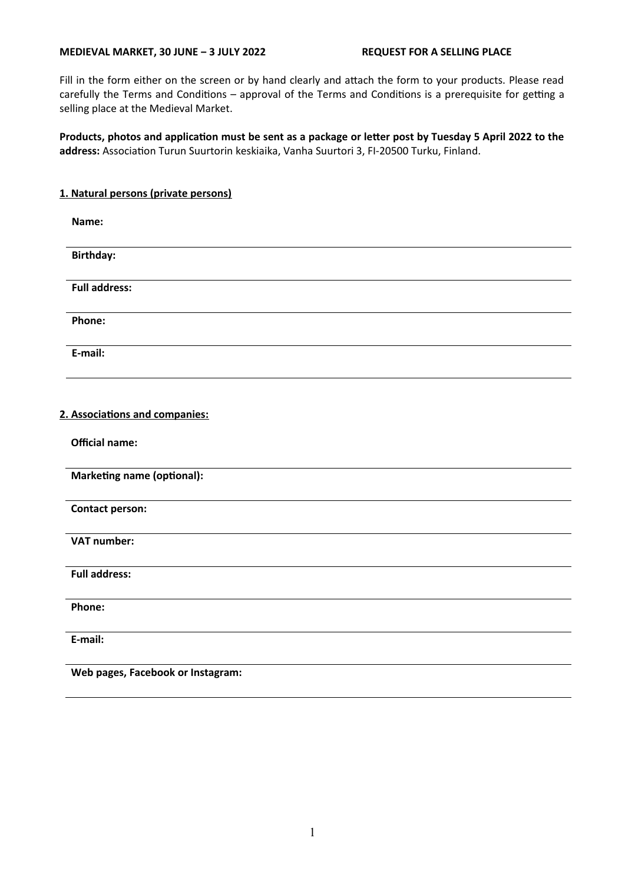**MEDIEVAL MARKET, 30 JUNE – 3 JULY 2022 REQUEST FOR A SELLING PLACE**

Fill in the form either on the screen or by hand clearly and attach the form to your products. Please read carefully the Terms and Conditions – approval of the Terms and Conditions is a prerequisite for getting a selling place at the Medieval Market.

**Products, photos and application must be sent as a package or letter post by Tuesday 5 April 2022 to the address:** Association Turun Suurtorin keskiaika, Vanha Suurtori 3, FI-20500 Turku, Finland.

**1. Natural persons (private persons)**

**Name:**

**Birthday:**

**Full address:**

**Phone:**

**E-mail:**

**2. Associations and companies:**

**Official name:**

**Marketing name (optional):**

**Contact person:**

**VAT number:**

**Full address:**

**Phone:**

**E-mail:**

**Web pages, Facebook or Instagram:**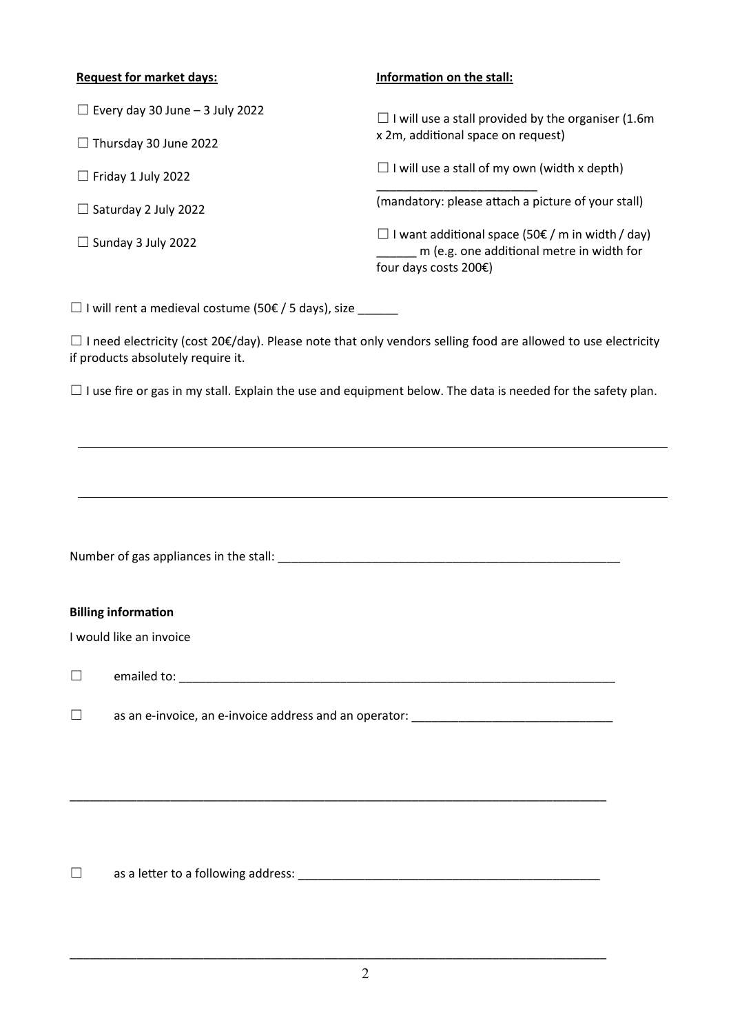**Request for market days:**

☐ Every day 30 June – 3 July 2022

☐ Thursday 30 June 2022

☐ Friday 1 July 2022

☐ Saturday 2 July 2022

☐ Sunday 3 July 2022

**Information on the stall:**

☐ I will use a stall provided by the organiser (1.6m x 2m, additional space on request)

☐ I will use a stall of my own (width x depth) ________________________ (mandatory: please attach a picture of your stall)

☐ I want additional space (50€ / m in width / day) ______ m (e.g. one additional metre in width for four days costs 200€)

☐ I will rent a medieval costume (50€ / 5 days), size ______

☐ I need electricity (cost 20€/day). Please note that only vendors selling food are allowed to use electricity if products absolutely require it.

☐ I use fire or gas in my stall. Explain the use and equipment below. The data is needed for the safety plan.

_______________________________________________________________________________

_______________________________________________________________________________

Number of gas appliances in the stall: ____________________________________________________

**Billing information**

I would like an invoice

☐ emailed to: ____________________________________________________________________

☐ as an e-invoice, an e-invoice address and an operator: ______________________________

_______________________________________________________________________________

☐ as a letter to a following address: ______________________________________________

_______________________________________________________________________________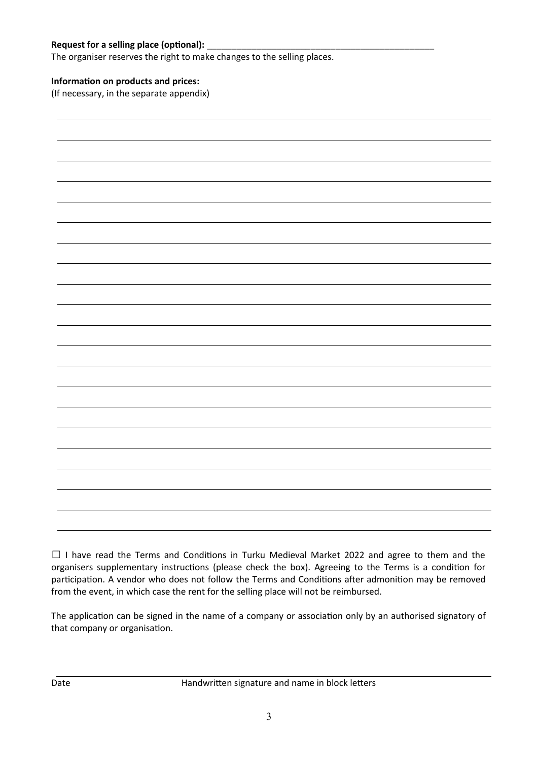**Request for a selling place (optional):** _______________________________________________

The organiser reserves the right to make changes to the selling places.

**Information on products and prices:**

(If necessary, in the separate appendix)

☐ I have read the Terms and Conditions in Turku Medieval Market 2022 and agree to them and the organisers supplementary instructions (please check the box). Agreeing to the Terms is a condition for participation. A vendor who does not follow the Terms and Conditions after admonition may be removed from the event, in which case the rent for the selling place will not be reimbursed.

The application can be signed in the name of a company or association only by an authorised signatory of that company or organisation.

Date                    Handwritten signature and name in block letters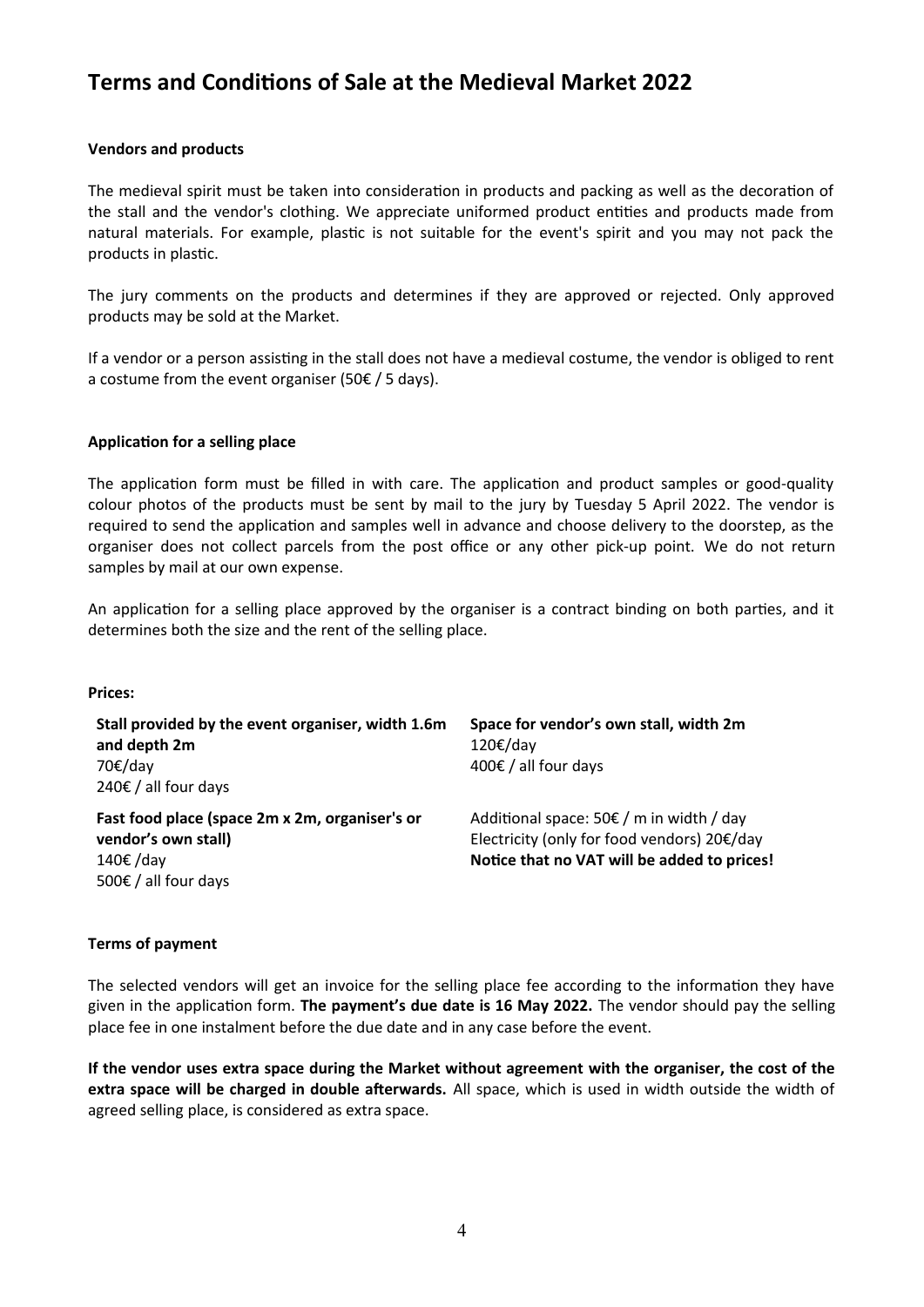# Terms and Conditions of Sale at the Medieval Market 2022

**Vendors and products**

The medieval spirit must be taken into consideration in products and packing as well as the decoration of the stall and the vendor's clothing. We appreciate uniformed product entities and products made from natural materials. For example, plastic is not suitable for the event's spirit and you may not pack the products in plastic.

The jury comments on the products and determines if they are approved or rejected. Only approved products may be sold at the Market.

If a vendor or a person assisting in the stall does not have a medieval costume, the vendor is obliged to rent a costume from the event organiser (50€ / 5 days).

**Application for a selling place**

The application form must be filled in with care. The application and product samples or good-quality colour photos of the products must be sent by mail to the jury by Tuesday 5 April 2022. The vendor is required to send the application and samples well in advance and choose delivery to the doorstep, as the organiser does not collect parcels from the post office or any other pick-up point. We do not return samples by mail at our own expense.

An application for a selling place approved by the organiser is a contract binding on both parties, and it determines both the size and the rent of the selling place.

**Prices:**

**Stall provided by the event organiser, width 1.6m and depth 2m**
70€/day
240€ / all four days

**Fast food place (space 2m x 2m, organiser's or vendor's own stall)**
140€ /day
500€ / all four days

**Space for vendor's own stall, width 2m**
120€/day
400€ / all four days

Additional space: 50€ / m in width / day
Electricity (only for food vendors) 20€/day
**Notice that no VAT will be added to prices!**

**Terms of payment**

The selected vendors will get an invoice for the selling place fee according to the information they have given in the application form. **The payment's due date is 16 May 2022.** The vendor should pay the selling place fee in one instalment before the due date and in any case before the event.

**If the vendor uses extra space during the Market without agreement with the organiser, the cost of the extra space will be charged in double afterwards.** All space, which is used in width outside the width of agreed selling place, is considered as extra space.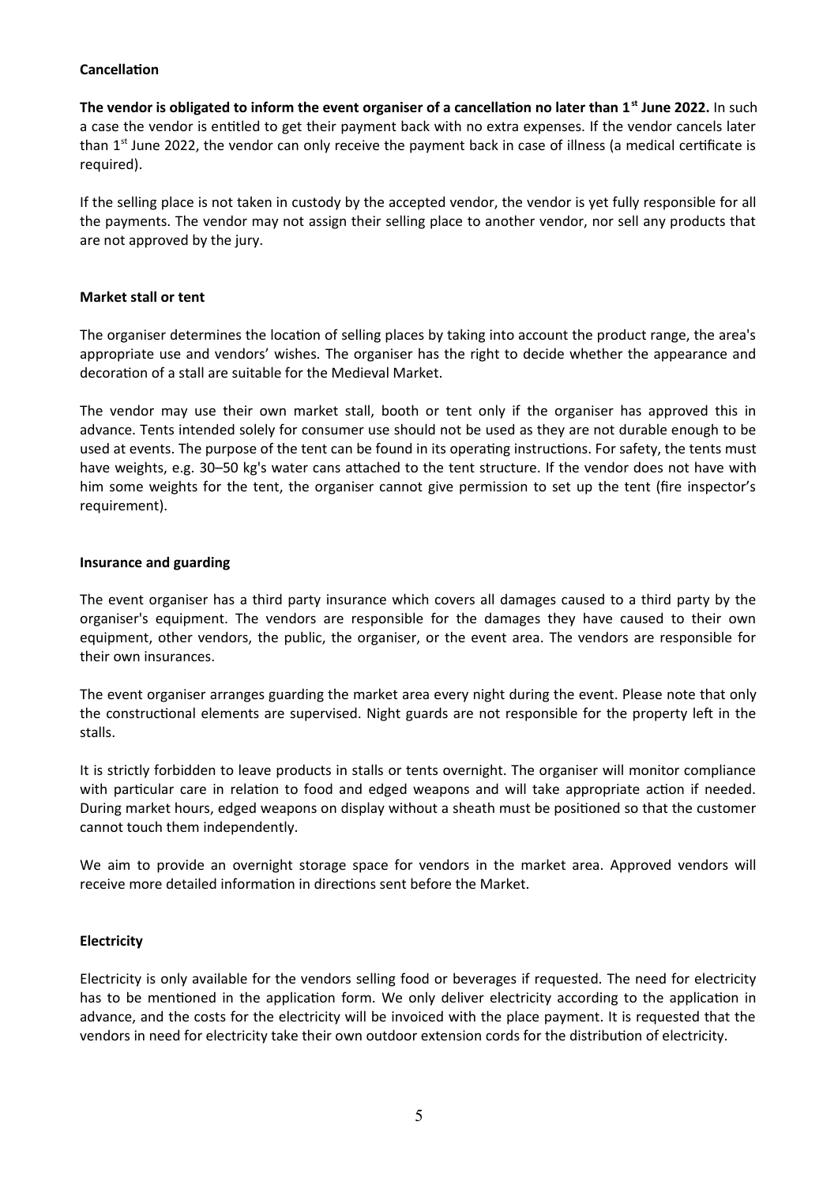**Cancellation**

**The vendor is obligated to inform the event organiser of a cancellation no later than 1st June 2022.** In such a case the vendor is entitled to get their payment back with no extra expenses. If the vendor cancels later than 1st June 2022, the vendor can only receive the payment back in case of illness (a medical certificate is required).

If the selling place is not taken in custody by the accepted vendor, the vendor is yet fully responsible for all the payments. The vendor may not assign their selling place to another vendor, nor sell any products that are not approved by the jury.

**Market stall or tent**

The organiser determines the location of selling places by taking into account the product range, the area's appropriate use and vendors' wishes. The organiser has the right to decide whether the appearance and decoration of a stall are suitable for the Medieval Market.

The vendor may use their own market stall, booth or tent only if the organiser has approved this in advance. Tents intended solely for consumer use should not be used as they are not durable enough to be used at events. The purpose of the tent can be found in its operating instructions. For safety, the tents must have weights, e.g. 30–50 kg's water cans attached to the tent structure. If the vendor does not have with him some weights for the tent, the organiser cannot give permission to set up the tent (fire inspector's requirement).

**Insurance and guarding**

The event organiser has a third party insurance which covers all damages caused to a third party by the organiser's equipment. The vendors are responsible for the damages they have caused to their own equipment, other vendors, the public, the organiser, or the event area. The vendors are responsible for their own insurances.

The event organiser arranges guarding the market area every night during the event. Please note that only the constructional elements are supervised. Night guards are not responsible for the property left in the stalls.

It is strictly forbidden to leave products in stalls or tents overnight. The organiser will monitor compliance with particular care in relation to food and edged weapons and will take appropriate action if needed. During market hours, edged weapons on display without a sheath must be positioned so that the customer cannot touch them independently.

We aim to provide an overnight storage space for vendors in the market area. Approved vendors will receive more detailed information in directions sent before the Market.

**Electricity**

Electricity is only available for the vendors selling food or beverages if requested. The need for electricity has to be mentioned in the application form. We only deliver electricity according to the application in advance, and the costs for the electricity will be invoiced with the place payment. It is requested that the vendors in need for electricity take their own outdoor extension cords for the distribution of electricity.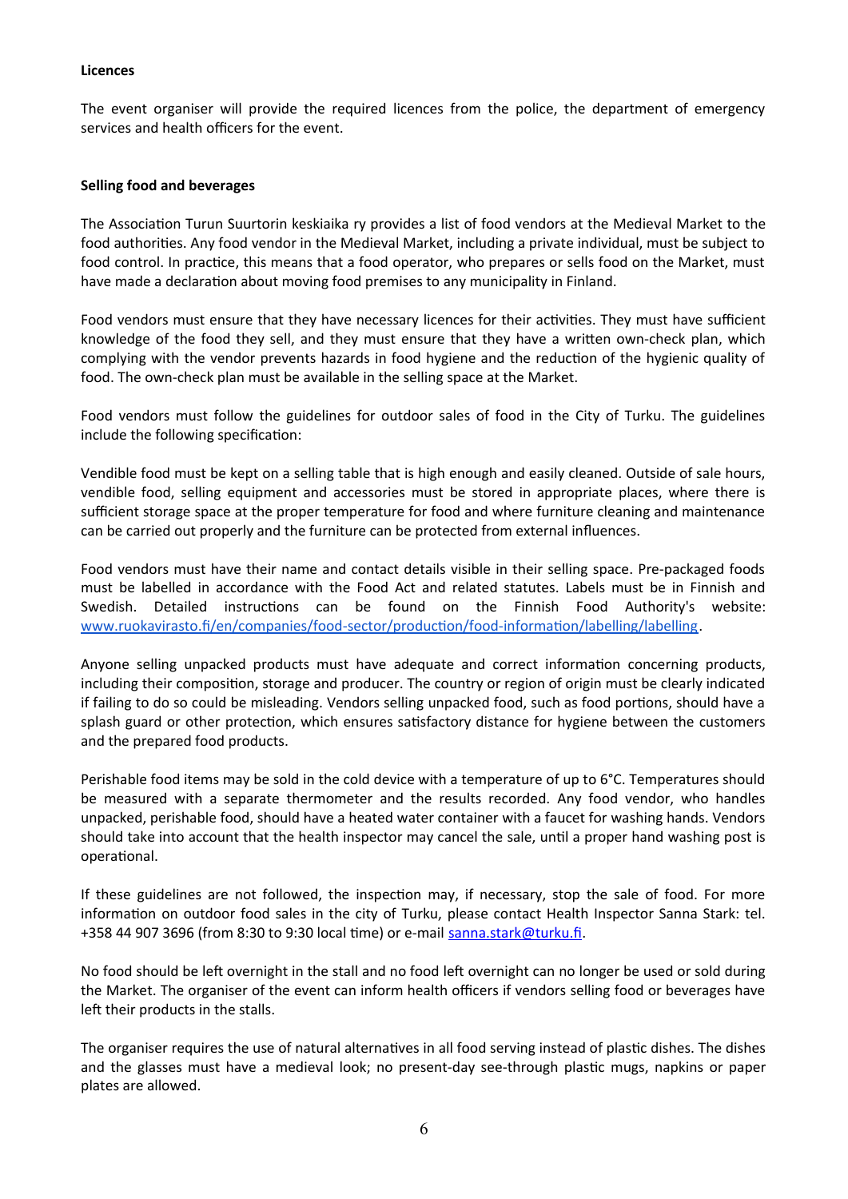**Licences**

The event organiser will provide the required licences from the police, the department of emergency services and health officers for the event.

**Selling food and beverages**

The Association Turun Suurtorin keskiaika ry provides a list of food vendors at the Medieval Market to the food authorities. Any food vendor in the Medieval Market, including a private individual, must be subject to food control. In practice, this means that a food operator, who prepares or sells food on the Market, must have made a declaration about moving food premises to any municipality in Finland.

Food vendors must ensure that they have necessary licences for their activities. They must have sufficient knowledge of the food they sell, and they must ensure that they have a written own-check plan, which complying with the vendor prevents hazards in food hygiene and the reduction of the hygienic quality of food. The own-check plan must be available in the selling space at the Market.

Food vendors must follow the guidelines for outdoor sales of food in the City of Turku. The guidelines include the following specification:

Vendible food must be kept on a selling table that is high enough and easily cleaned. Outside of sale hours, vendible food, selling equipment and accessories must be stored in appropriate places, where there is sufficient storage space at the proper temperature for food and where furniture cleaning and maintenance can be carried out properly and the furniture can be protected from external influences.

Food vendors must have their name and contact details visible in their selling space. Pre-packaged foods must be labelled in accordance with the Food Act and related statutes. Labels must be in Finnish and Swedish. Detailed instructions can be found on the Finnish Food Authority's website: [www.ruokavirasto.fi/en/companies/food-sector/production/food-information/labelling/labelling](www.ruokavirasto.fi/en/companies/food-sector/production/food-information/labelling/labelling).

Anyone selling unpacked products must have adequate and correct information concerning products, including their composition, storage and producer. The country or region of origin must be clearly indicated if failing to do so could be misleading. Vendors selling unpacked food, such as food portions, should have a splash guard or other protection, which ensures satisfactory distance for hygiene between the customers and the prepared food products.

Perishable food items may be sold in the cold device with a temperature of up to 6°C. Temperatures should be measured with a separate thermometer and the results recorded. Any food vendor, who handles unpacked, perishable food, should have a heated water container with a faucet for washing hands. Vendors should take into account that the health inspector may cancel the sale, until a proper hand washing post is operational.

If these guidelines are not followed, the inspection may, if necessary, stop the sale of food. For more information on outdoor food sales in the city of Turku, please contact Health Inspector Sanna Stark: tel. +358 44 907 3696 (from 8:30 to 9:30 local time) or e-mail [sanna.stark@turku.fi](mailto:sanna.stark@turku.fi).

No food should be left overnight in the stall and no food left overnight can no longer be used or sold during the Market. The organiser of the event can inform health officers if vendors selling food or beverages have left their products in the stalls.

The organiser requires the use of natural alternatives in all food serving instead of plastic dishes. The dishes and the glasses must have a medieval look; no present-day see-through plastic mugs, napkins or paper plates are allowed.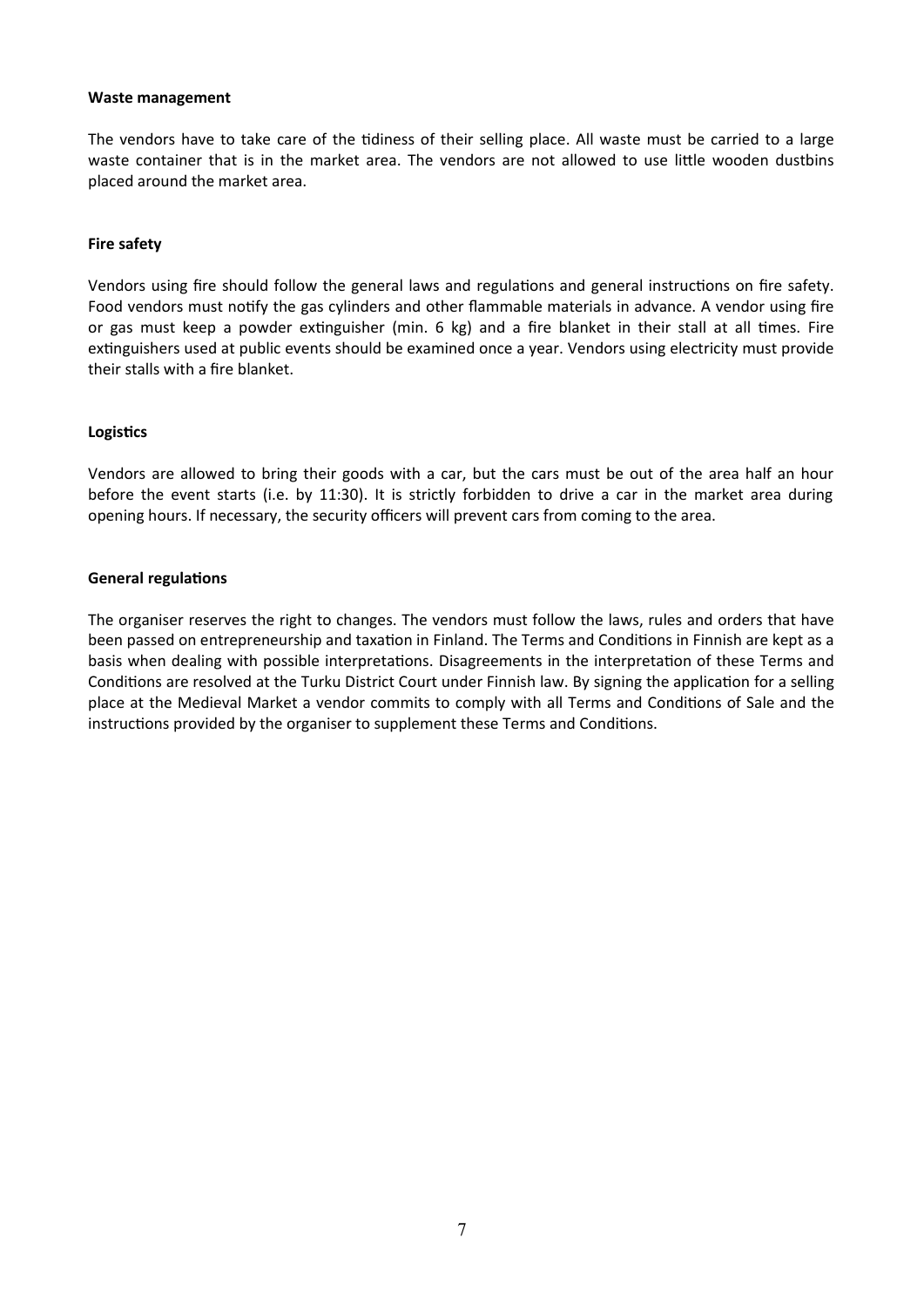**Waste management**

The vendors have to take care of the tidiness of their selling place. All waste must be carried to a large waste container that is in the market area. The vendors are not allowed to use little wooden dustbins placed around the market area.

**Fire safety**

Vendors using fire should follow the general laws and regulations and general instructions on fire safety. Food vendors must notify the gas cylinders and other flammable materials in advance. A vendor using fire or gas must keep a powder extinguisher (min. 6 kg) and a fire blanket in their stall at all times. Fire extinguishers used at public events should be examined once a year. Vendors using electricity must provide their stalls with a fire blanket.

**Logistics**

Vendors are allowed to bring their goods with a car, but the cars must be out of the area half an hour before the event starts (i.e. by 11:30). It is strictly forbidden to drive a car in the market area during opening hours. If necessary, the security officers will prevent cars from coming to the area.

**General regulations**

The organiser reserves the right to changes. The vendors must follow the laws, rules and orders that have been passed on entrepreneurship and taxation in Finland. The Terms and Conditions in Finnish are kept as a basis when dealing with possible interpretations. Disagreements in the interpretation of these Terms and Conditions are resolved at the Turku District Court under Finnish law. By signing the application for a selling place at the Medieval Market a vendor commits to comply with all Terms and Conditions of Sale and the instructions provided by the organiser to supplement these Terms and Conditions.